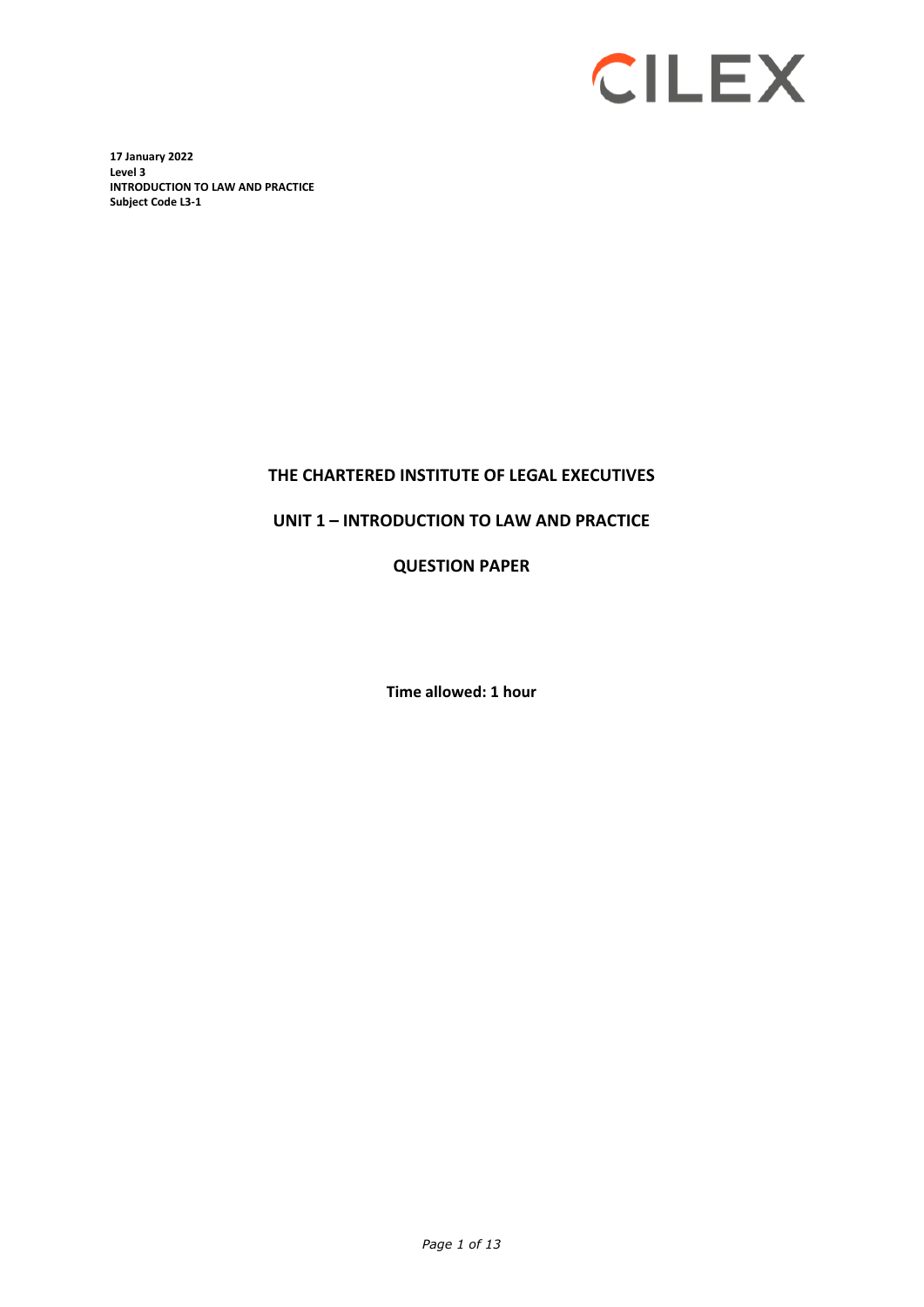CILEX

**17 January 2022**
**Level 3**
**INTRODUCTION TO LAW AND PRACTICE**
**Subject Code L3-1**

# THE CHARTERED INSTITUTE OF LEGAL EXECUTIVES

## UNIT 1 – INTRODUCTION TO LAW AND PRACTICE

## QUESTION PAPER

**Time allowed: 1 hour**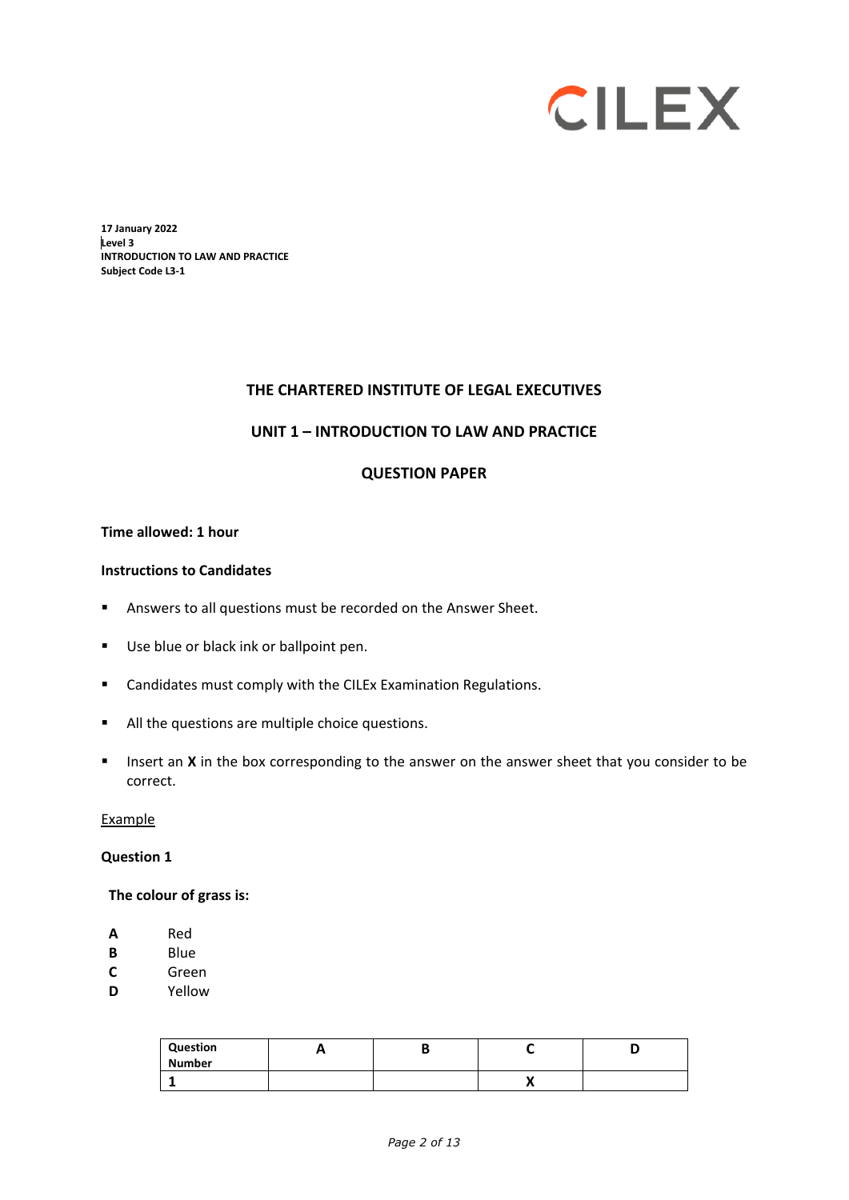CILEX

**17 January 2022**
**Level 3**
**INTRODUCTION TO LAW AND PRACTICE**
**Subject Code L3-1**

## THE CHARTERED INSTITUTE OF LEGAL EXECUTIVES

## UNIT 1 – INTRODUCTION TO LAW AND PRACTICE

## QUESTION PAPER

**Time allowed: 1 hour**

**Instructions to Candidates**

- Answers to all questions must be recorded on the Answer Sheet.
- Use blue or black ink or ballpoint pen.
- Candidates must comply with the CILEx Examination Regulations.
- All the questions are multiple choice questions.
- Insert an **X** in the box corresponding to the answer on the answer sheet that you consider to be correct.

Example

**Question 1**

**The colour of grass is:**

**A** Red
**B** Blue
**C** Green
**D** Yellow

| Question Number | A | B | C | D |
|---|---|---|---|---|
| 1 | | | X | |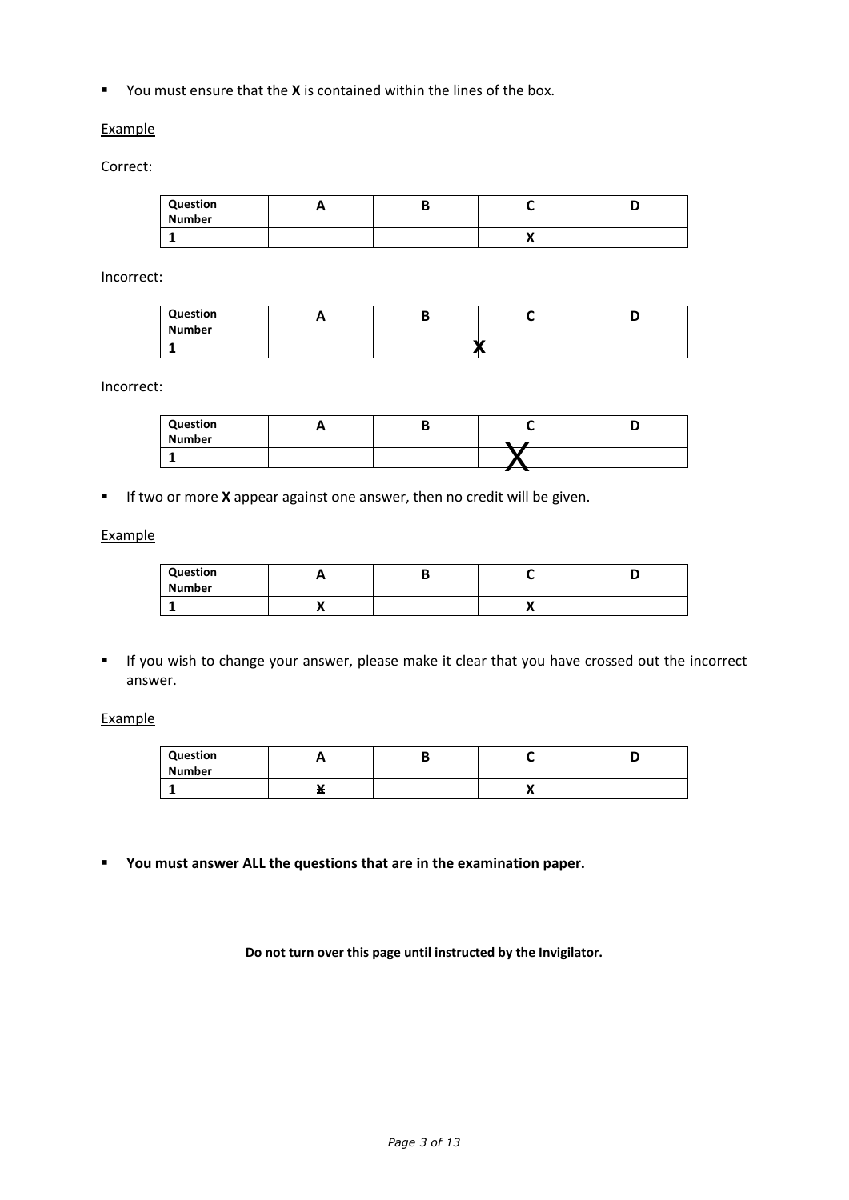- You must ensure that the **X** is contained within the lines of the box.

<u>Example</u>

Correct:

| Question Number | A | B | C | D |
|---|---|---|---|---|
| 1 | | | X | |

Incorrect:

| Question Number | A | B | C | D |
|---|---|---|---|---|
| 1 | | X | | |

Incorrect:

| Question Number | A | B | C | D |
|---|---|---|---|---|
| 1 | | | X | |

- If two or more **X** appear against one answer, then no credit will be given.

<u>Example</u>

| Question Number | A | B | C | D |
|---|---|---|---|---|
| 1 | X | | X | |

- If you wish to change your answer, please make it clear that you have crossed out the incorrect answer.

<u>Example</u>

| Question Number | A | B | C | D |
|---|---|---|---|---|
| 1 | ~~X~~ | | X | |

- **You must answer ALL the questions that are in the examination paper.**

**Do not turn over this page until instructed by the Invigilator.**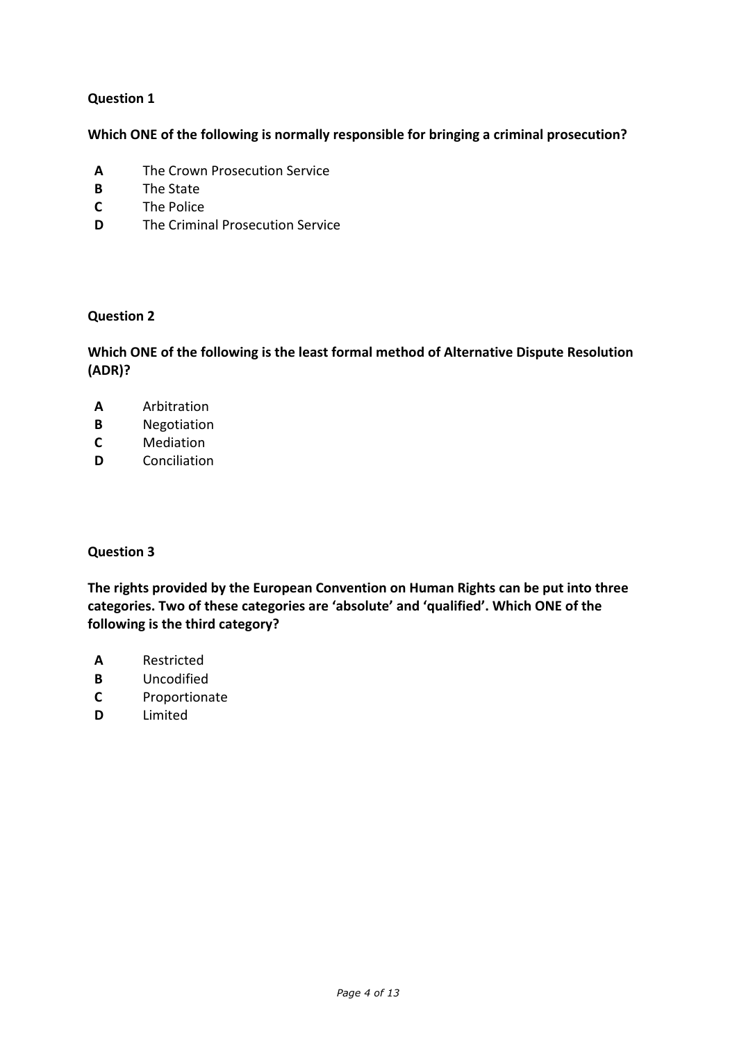**Question 1**

**Which ONE of the following is normally responsible for bringing a criminal prosecution?**

- **A** The Crown Prosecution Service
- **B** The State
- **C** The Police
- **D** The Criminal Prosecution Service

**Question 2**

**Which ONE of the following is the least formal method of Alternative Dispute Resolution (ADR)?**

- **A** Arbitration
- **B** Negotiation
- **C** Mediation
- **D** Conciliation

**Question 3**

**The rights provided by the European Convention on Human Rights can be put into three categories. Two of these categories are 'absolute' and 'qualified'. Which ONE of the following is the third category?**

- **A** Restricted
- **B** Uncodified
- **C** Proportionate
- **D** Limited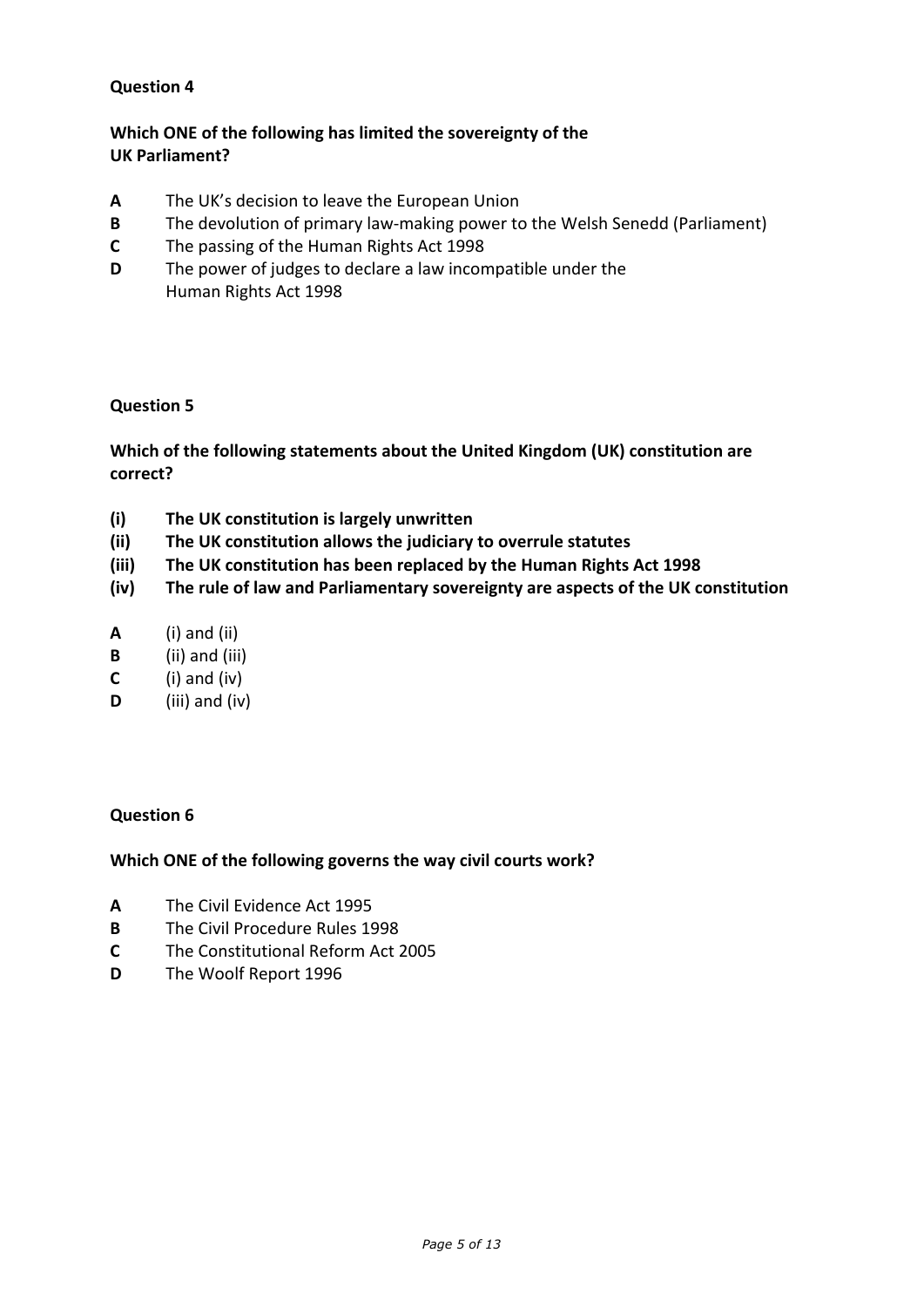**Question 4**

**Which ONE of the following has limited the sovereignty of the UK Parliament?**

**A** The UK's decision to leave the European Union
**B** The devolution of primary law-making power to the Welsh Senedd (Parliament)
**C** The passing of the Human Rights Act 1998
**D** The power of judges to declare a law incompatible under the Human Rights Act 1998

**Question 5**

**Which of the following statements about the United Kingdom (UK) constitution are correct?**

**(i) The UK constitution is largely unwritten**
**(ii) The UK constitution allows the judiciary to overrule statutes**
**(iii) The UK constitution has been replaced by the Human Rights Act 1998**
**(iv) The rule of law and Parliamentary sovereignty are aspects of the UK constitution**

**A** (i) and (ii)
**B** (ii) and (iii)
**C** (i) and (iv)
**D** (iii) and (iv)

**Question 6**

**Which ONE of the following governs the way civil courts work?**

**A** The Civil Evidence Act 1995
**B** The Civil Procedure Rules 1998
**C** The Constitutional Reform Act 2005
**D** The Woolf Report 1996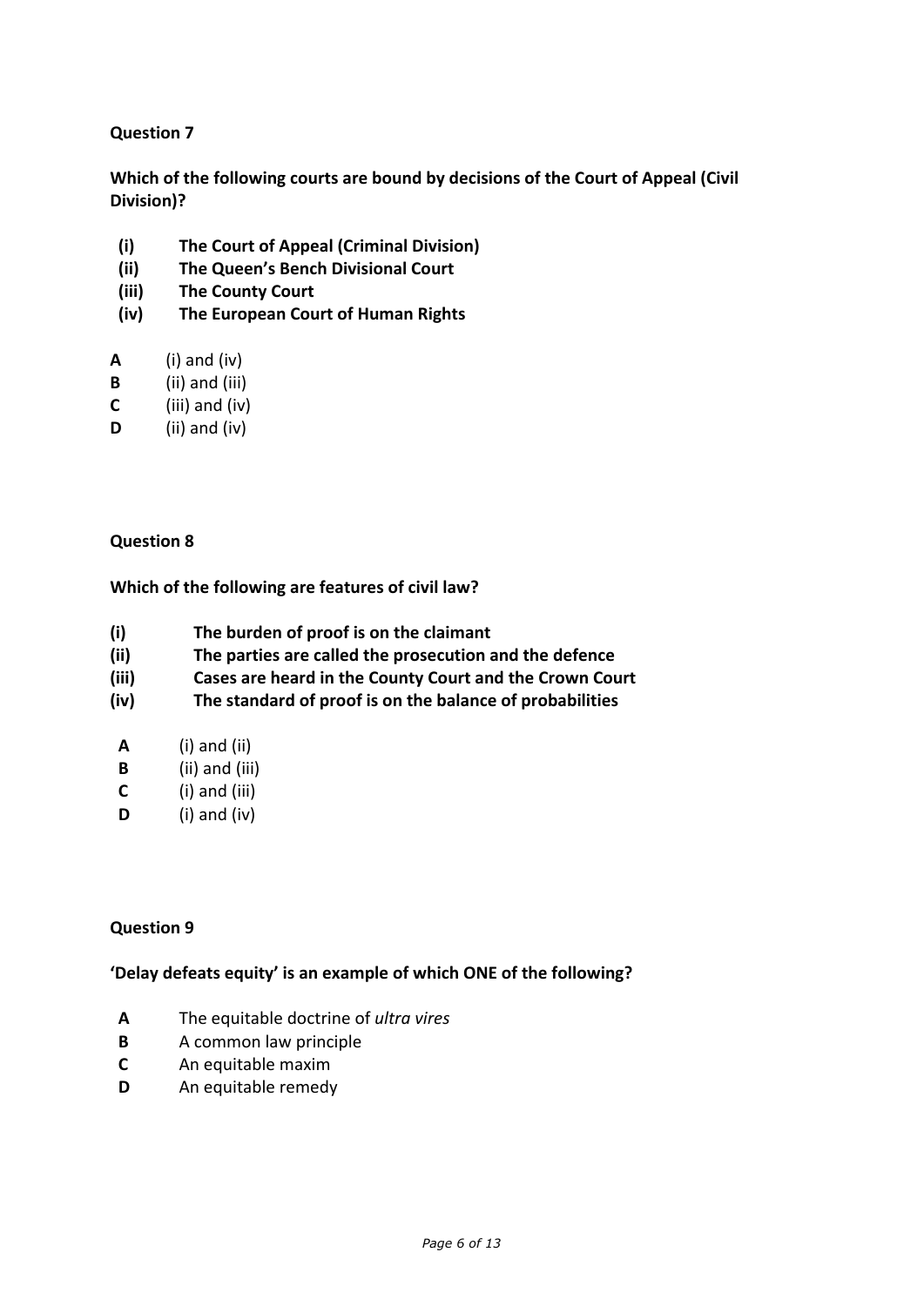**Question 7**

**Which of the following courts are bound by decisions of the Court of Appeal (Civil Division)?**

- **(i)** **The Court of Appeal (Criminal Division)**
- **(ii)** **The Queen's Bench Divisional Court**
- **(iii)** **The County Court**
- **(iv)** **The European Court of Human Rights**

**A** (i) and (iv)
**B** (ii) and (iii)
**C** (iii) and (iv)
**D** (ii) and (iv)

**Question 8**

**Which of the following are features of civil law?**

- **(i)** **The burden of proof is on the claimant**
- **(ii)** **The parties are called the prosecution and the defence**
- **(iii)** **Cases are heard in the County Court and the Crown Court**
- **(iv)** **The standard of proof is on the balance of probabilities**

**A** (i) and (ii)
**B** (ii) and (iii)
**C** (i) and (iii)
**D** (i) and (iv)

**Question 9**

**'Delay defeats equity' is an example of which ONE of the following?**

**A** The equitable doctrine of *ultra vires*
**B** A common law principle
**C** An equitable maxim
**D** An equitable remedy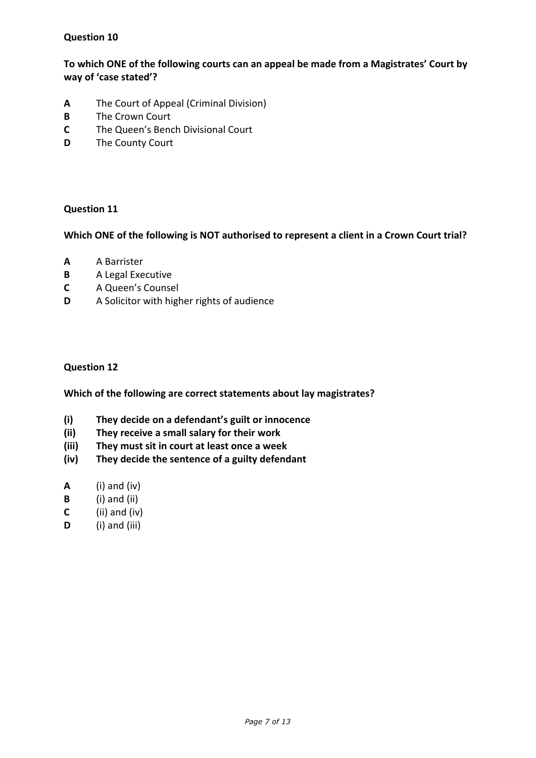**Question 10**

**To which ONE of the following courts can an appeal be made from a Magistrates' Court by way of 'case stated'?**

**A** The Court of Appeal (Criminal Division)
**B** The Crown Court
**C** The Queen's Bench Divisional Court
**D** The County Court

**Question 11**

**Which ONE of the following is NOT authorised to represent a client in a Crown Court trial?**

**A** A Barrister
**B** A Legal Executive
**C** A Queen's Counsel
**D** A Solicitor with higher rights of audience

**Question 12**

**Which of the following are correct statements about lay magistrates?**

**(i) They decide on a defendant's guilt or innocence**
**(ii) They receive a small salary for their work**
**(iii) They must sit in court at least once a week**
**(iv) They decide the sentence of a guilty defendant**

**A** (i) and (iv)
**B** (i) and (ii)
**C** (ii) and (iv)
**D** (i) and (iii)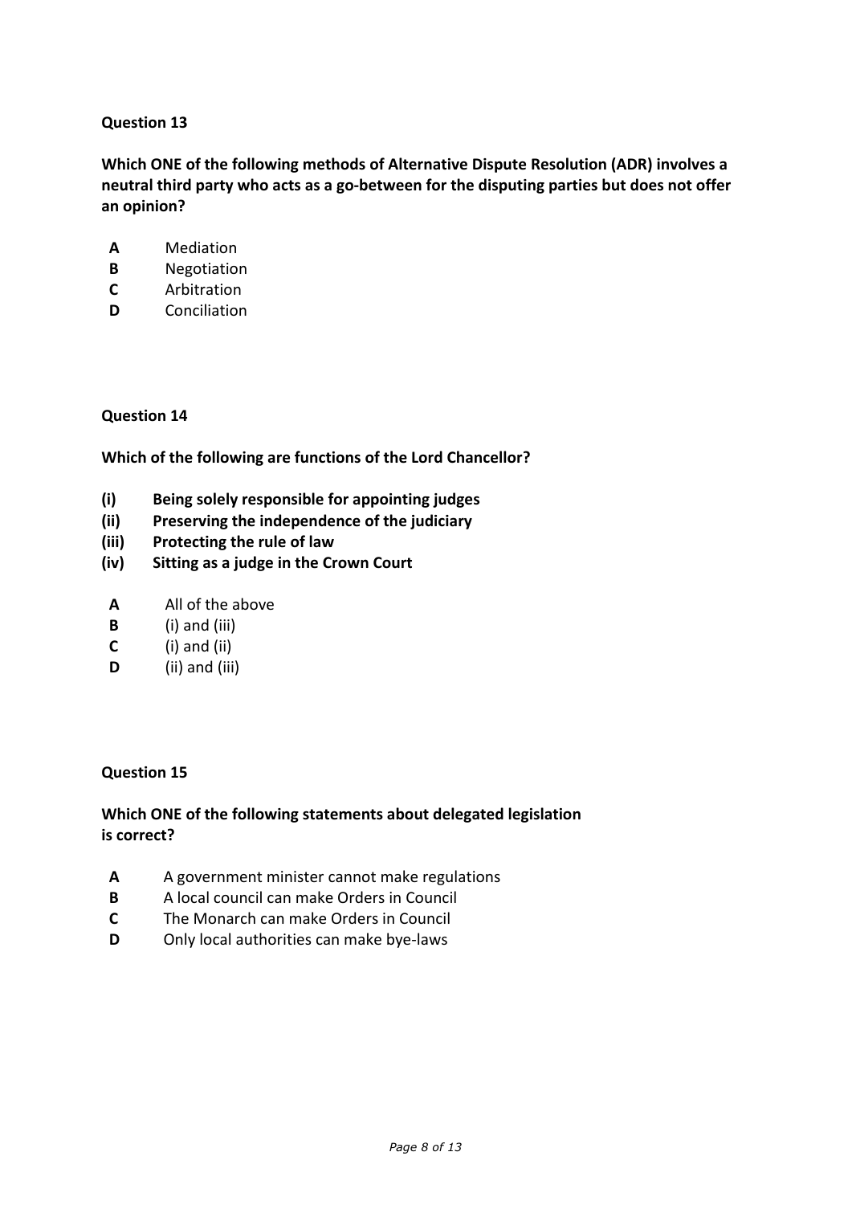**Question 13**

**Which ONE of the following methods of Alternative Dispute Resolution (ADR) involves a neutral third party who acts as a go-between for the disputing parties but does not offer an opinion?**

- **A** Mediation
- **B** Negotiation
- **C** Arbitration
- **D** Conciliation

**Question 14**

**Which of the following are functions of the Lord Chancellor?**

**(i)** **Being solely responsible for appointing judges**
**(ii)** **Preserving the independence of the judiciary**
**(iii)** **Protecting the rule of law**
**(iv)** **Sitting as a judge in the Crown Court**

- **A** All of the above
- **B** (i) and (iii)
- **C** (i) and (ii)
- **D** (ii) and (iii)

**Question 15**

**Which ONE of the following statements about delegated legislation is correct?**

- **A** A government minister cannot make regulations
- **B** A local council can make Orders in Council
- **C** The Monarch can make Orders in Council
- **D** Only local authorities can make bye-laws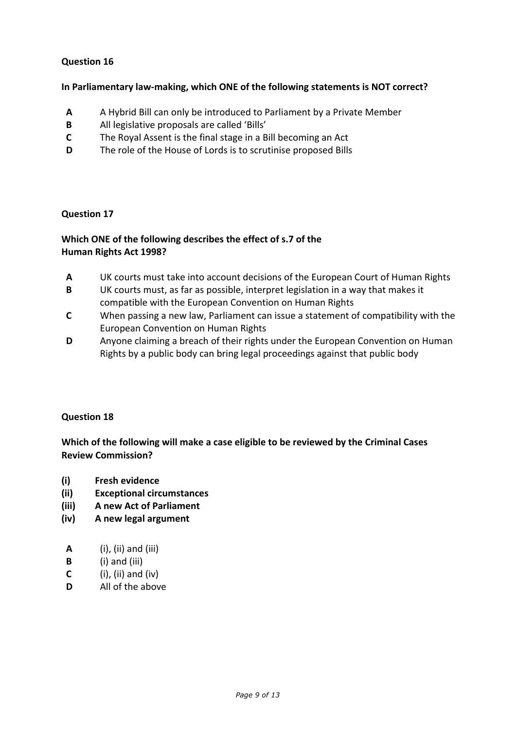### Question 16

**In Parliamentary law-making, which ONE of the following statements is NOT correct?**

- **A** A Hybrid Bill can only be introduced to Parliament by a Private Member
- **B** All legislative proposals are called 'Bills'
- **C** The Royal Assent is the final stage in a Bill becoming an Act
- **D** The role of the House of Lords is to scrutinise proposed Bills

### Question 17

**Which ONE of the following describes the effect of s.7 of the Human Rights Act 1998?**

- **A** UK courts must take into account decisions of the European Court of Human Rights
- **B** UK courts must, as far as possible, interpret legislation in a way that makes it compatible with the European Convention on Human Rights
- **C** When passing a new law, Parliament can issue a statement of compatibility with the European Convention on Human Rights
- **D** Anyone claiming a breach of their rights under the European Convention on Human Rights by a public body can bring legal proceedings against that public body

### Question 18

**Which of the following will make a case eligible to be reviewed by the Criminal Cases Review Commission?**

- **(i)** **Fresh evidence**
- **(ii)** **Exceptional circumstances**
- **(iii)** **A new Act of Parliament**
- **(iv)** **A new legal argument**

- **A** (i), (ii) and (iii)
- **B** (i) and (iii)
- **C** (i), (ii) and (iv)
- **D** All of the above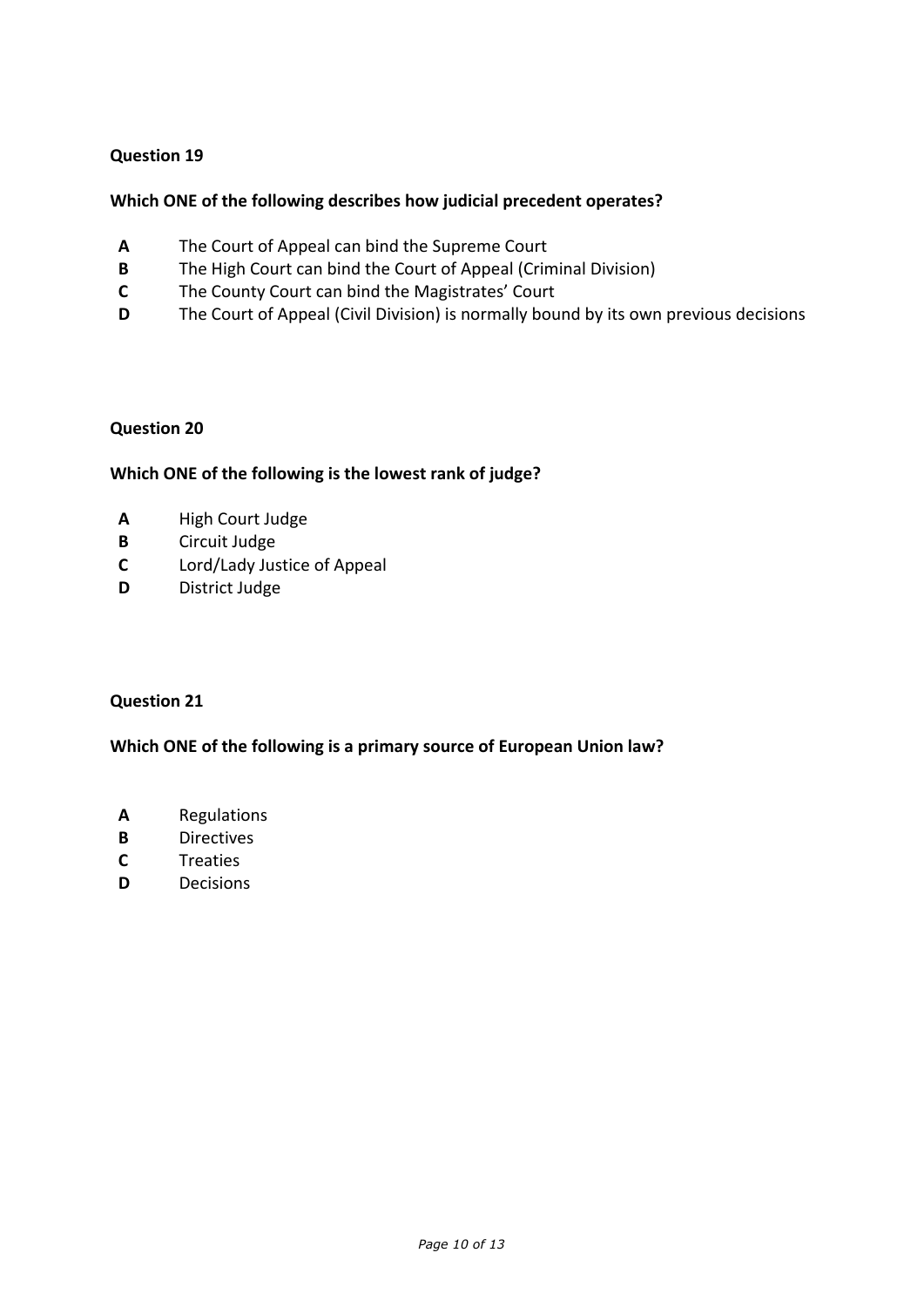**Question 19**

**Which ONE of the following describes how judicial precedent operates?**

- **A** The Court of Appeal can bind the Supreme Court
- **B** The High Court can bind the Court of Appeal (Criminal Division)
- **C** The County Court can bind the Magistrates' Court
- **D** The Court of Appeal (Civil Division) is normally bound by its own previous decisions

**Question 20**

**Which ONE of the following is the lowest rank of judge?**

- **A** High Court Judge
- **B** Circuit Judge
- **C** Lord/Lady Justice of Appeal
- **D** District Judge

**Question 21**

**Which ONE of the following is a primary source of European Union law?**

- **A** Regulations
- **B** Directives
- **C** Treaties
- **D** Decisions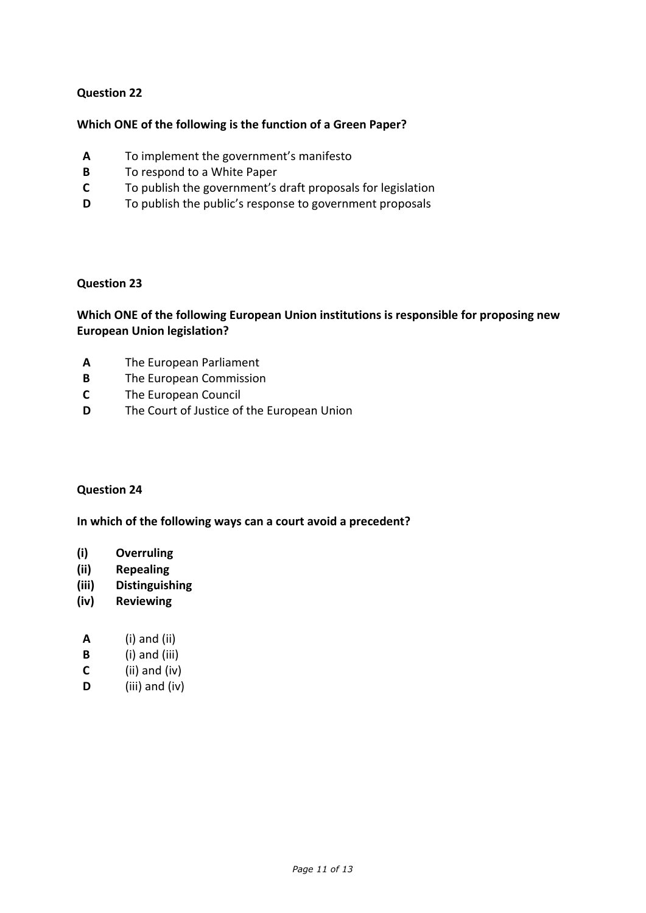**Question 22**

**Which ONE of the following is the function of a Green Paper?**

- **A** To implement the government's manifesto
- **B** To respond to a White Paper
- **C** To publish the government's draft proposals for legislation
- **D** To publish the public's response to government proposals

**Question 23**

**Which ONE of the following European Union institutions is responsible for proposing new European Union legislation?**

- **A** The European Parliament
- **B** The European Commission
- **C** The European Council
- **D** The Court of Justice of the European Union

**Question 24**

**In which of the following ways can a court avoid a precedent?**

- **(i) Overruling**
- **(ii) Repealing**
- **(iii) Distinguishing**
- **(iv) Reviewing**

- **A** (i) and (ii)
- **B** (i) and (iii)
- **C** (ii) and (iv)
- **D** (iii) and (iv)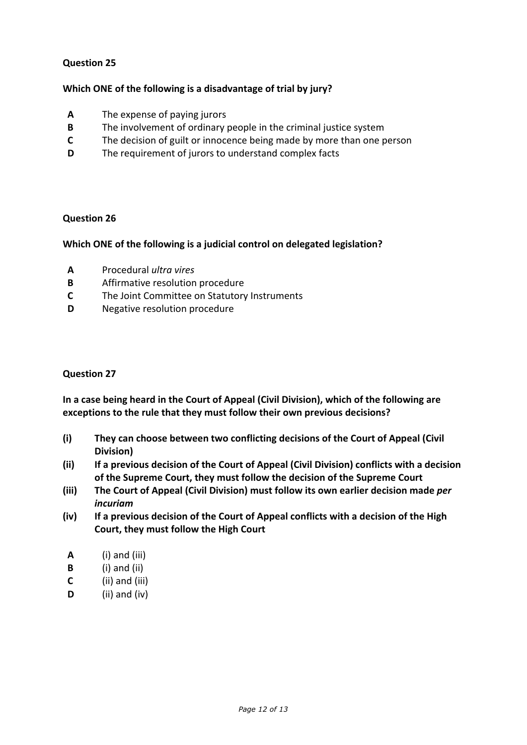**Question 25**

**Which ONE of the following is a disadvantage of trial by jury?**

- **A** The expense of paying jurors
- **B** The involvement of ordinary people in the criminal justice system
- **C** The decision of guilt or innocence being made by more than one person
- **D** The requirement of jurors to understand complex facts

**Question 26**

**Which ONE of the following is a judicial control on delegated legislation?**

- **A** Procedural *ultra vires*
- **B** Affirmative resolution procedure
- **C** The Joint Committee on Statutory Instruments
- **D** Negative resolution procedure

**Question 27**

**In a case being heard in the Court of Appeal (Civil Division), which of the following are exceptions to the rule that they must follow their own previous decisions?**

- **(i)** **They can choose between two conflicting decisions of the Court of Appeal (Civil Division)**
- **(ii)** **If a previous decision of the Court of Appeal (Civil Division) conflicts with a decision of the Supreme Court, they must follow the decision of the Supreme Court**
- **(iii)** **The Court of Appeal (Civil Division) must follow its own earlier decision made *per incuriam***
- **(iv)** **If a previous decision of the Court of Appeal conflicts with a decision of the High Court, they must follow the High Court**

- **A** (i) and (iii)
- **B** (i) and (ii)
- **C** (ii) and (iii)
- **D** (ii) and (iv)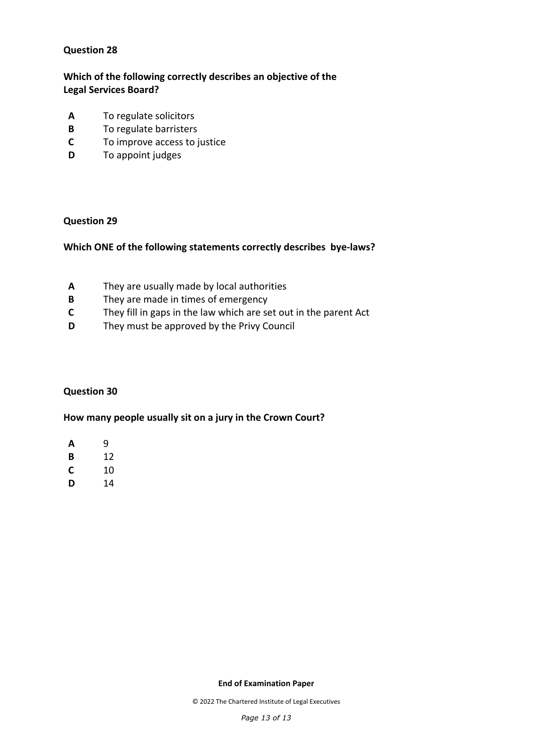**Question 28**

**Which of the following correctly describes an objective of the Legal Services Board?**

**A** To regulate solicitors
**B** To regulate barristers
**C** To improve access to justice
**D** To appoint judges

**Question 29**

**Which ONE of the following statements correctly describes bye-laws?**

**A** They are usually made by local authorities
**B** They are made in times of emergency
**C** They fill in gaps in the law which are set out in the parent Act
**D** They must be approved by the Privy Council

**Question 30**

**How many people usually sit on a jury in the Crown Court?**

**A** 9
**B** 12
**C** 10
**D** 14

**End of Examination Paper**

© 2022 The Chartered Institute of Legal Executives